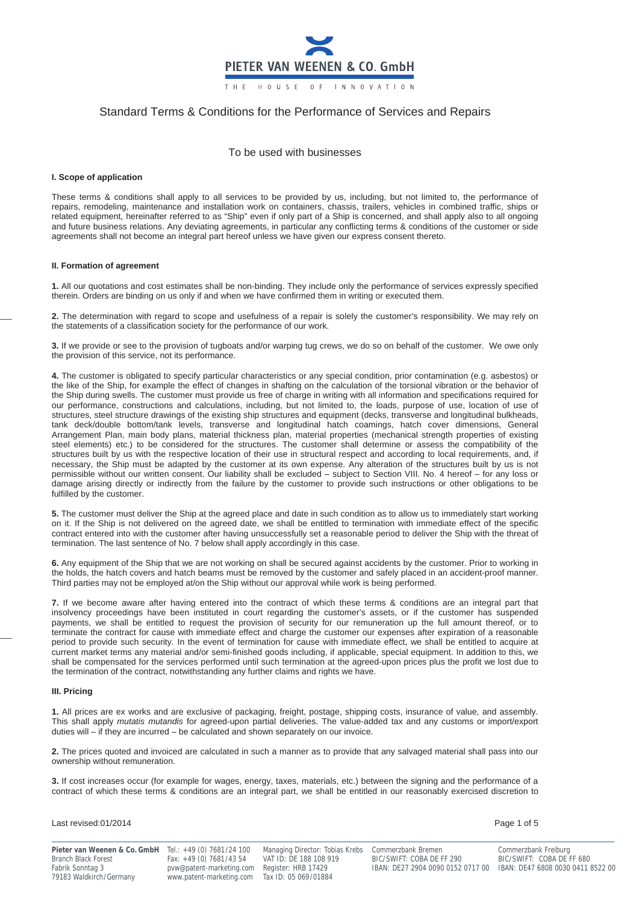# Standard Terms & Conditions for the Performance of Services and Repairs

## To be used with businesses

### I. Scope of application

These terms & conditions shall apply to all services to be provided by us, including, but not limited to, the performance of repairs, remodeling, maintenance and installation work on containers, chassis, trailers, vehicles in combined traffic, ships or related equipment, hereinafter referred to as "Ship" even if only part of a Ship is concerned, and shall apply also to all ongoing and future business relations. Any deviating agreements, in particular any conflicting terms & conditions of the customer or side agreements shall not become an integral part hereof unless we have given our express consent thereto.

### II. Formation of agreement

**1.** All our quotations and cost estimates shall be non-binding. They include only the performance of services expressly specified therein. Orders are binding on us only if and when we have confirmed them in writing or executed them.

**2.** The determination with regard to scope and usefulness of a repair is solely the customer's responsibility. We may rely on the statements of a classification society for the performance of our work.

**3.** If we provide or see to the provision of tugboats and/or warping tug crews, we do so on behalf of the customer. We owe only the provision of this service, not its performance.

**4.** The customer is obligated to specify particular characteristics or any special condition, prior contamination (e.g. asbestos) or the like of the Ship, for example the effect of changes in shafting on the calculation of the torsional vibration or the behavior of the Ship during swells. The customer must provide us free of charge in writing with all information and specifications required for our performance, constructions and calculations, including, but not limited to, the loads, purpose of use, location of use of structures, steel structure drawings of the existing ship structures and equipment (decks, transverse and longitudinal bulkheads, tank deck/double bottom/tank levels, transverse and longitudinal hatch coamings, hatch cover dimensions, General Arrangement Plan, main body plans, material thickness plan, material properties (mechanical strength properties of existing steel elements) etc.) to be considered for the structures. The customer shall determine or assess the compatibility of the structures built by us with the respective location of their use in structural respect and according to local requirements, and, if necessary, the Ship must be adapted by the customer at its own expense. Any alteration of the structures built by us is not permissible without our written consent. Our liability shall be excluded – subject to Section VIII. No. 4 hereof – for any loss or damage arising directly or indirectly from the failure by the customer to provide such instructions or other obligations to be fulfilled by the customer.

**5.** The customer must deliver the Ship at the agreed place and date in such condition as to allow us to immediately start working on it. If the Ship is not delivered on the agreed date, we shall be entitled to termination with immediate effect of the specific contract entered into with the customer after having unsuccessfully set a reasonable period to deliver the Ship with the threat of termination. The last sentence of No. 7 below shall apply accordingly in this case.

**6.** Any equipment of the Ship that we are not working on shall be secured against accidents by the customer. Prior to working in the holds, the hatch covers and hatch beams must be removed by the customer and safely placed in an accident-proof manner. Third parties may not be employed at/on the Ship without our approval while work is being performed.

**7.** If we become aware after having entered into the contract of which these terms & conditions are an integral part that insolvency proceedings have been instituted in court regarding the customer's assets, or if the customer has suspended payments, we shall be entitled to request the provision of security for our remuneration up the full amount thereof, or to terminate the contract for cause with immediate effect and charge the customer our expenses after expiration of a reasonable period to provide such security. In the event of termination for cause with immediate effect, we shall be entitled to acquire at current market terms any material and/or semi-finished goods including, if applicable, special equipment. In addition to this, we shall be compensated for the services performed until such termination at the agreed-upon prices plus the profit we lost due to the termination of the contract, notwithstanding any further claims and rights we have.

### III. Pricing

**1.** All prices are ex works and are exclusive of packaging, freight, postage, shipping costs, insurance of value, and assembly. This shall apply *mutatis mutandis* for agreed-upon partial deliveries. The value-added tax and any customs or import/export duties will – if they are incurred – be calculated and shown separately on our invoice.

**2.** The prices quoted and invoiced are calculated in such a manner as to provide that any salvaged material shall pass into our ownership without remuneration.

**3.** If cost increases occur (for example for wages, energy, taxes, materials, etc.) between the signing and the performance of a contract of which these terms & conditions are an integral part, we shall be entitled in our reasonably exercised discretion to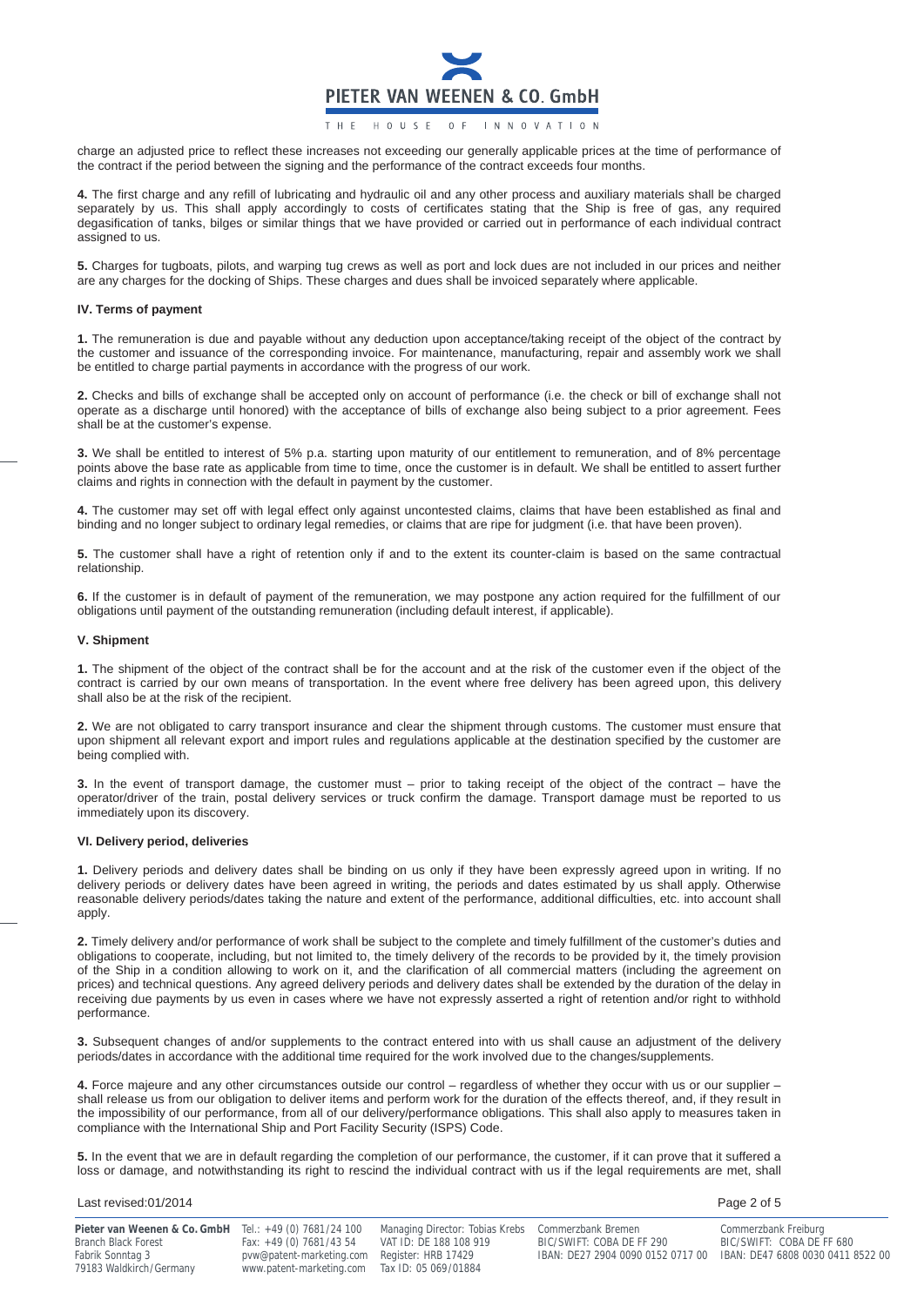charge an adjusted price to reflect these increases not exceeding our generally applicable prices at the time of performance of the contract if the period between the signing and the performance of the contract exceeds four months.

**4.** The first charge and any refill of lubricating and hydraulic oil and any other process and auxiliary materials shall be charged separately by us. This shall apply accordingly to costs of certificates stating that the Ship is free of gas, any required degasification of tanks, bilges or similar things that we have provided or carried out in performance of each individual contract assigned to us.

**5.** Charges for tugboats, pilots, and warping tug crews as well as port and lock dues are not included in our prices and neither are any charges for the docking of Ships. These charges and dues shall be invoiced separately where applicable.

#### IV. Terms of payment

**1.** The remuneration is due and payable without any deduction upon acceptance/taking receipt of the object of the contract by the customer and issuance of the corresponding invoice. For maintenance, manufacturing, repair and assembly work we shall be entitled to charge partial payments in accordance with the progress of our work.

**2.** Checks and bills of exchange shall be accepted only on account of performance (i.e. the check or bill of exchange shall not operate as a discharge until honored) with the acceptance of bills of exchange also being subject to a prior agreement. Fees shall be at the customer's expense.

**3.** We shall be entitled to interest of 5% p.a. starting upon maturity of our entitlement to remuneration, and of 8% percentage points above the base rate as applicable from time to time, once the customer is in default. We shall be entitled to assert further claims and rights in connection with the default in payment by the customer.

**4.** The customer may set off with legal effect only against uncontested claims, claims that have been established as final and binding and no longer subject to ordinary legal remedies, or claims that are ripe for judgment (i.e. that have been proven).

**5.** The customer shall have a right of retention only if and to the extent its counter-claim is based on the same contractual relationship.

**6.** If the customer is in default of payment of the remuneration, we may postpone any action required for the fulfillment of our obligations until payment of the outstanding remuneration (including default interest, if applicable).

#### V. Shipment

**1.** The shipment of the object of the contract shall be for the account and at the risk of the customer even if the object of the contract is carried by our own means of transportation. In the event where free delivery has been agreed upon, this delivery shall also be at the risk of the recipient.

**2.** We are not obligated to carry transport insurance and clear the shipment through customs. The customer must ensure that upon shipment all relevant export and import rules and regulations applicable at the destination specified by the customer are being complied with.

**3.** In the event of transport damage, the customer must – prior to taking receipt of the object of the contract – have the operator/driver of the train, postal delivery services or truck confirm the damage. Transport damage must be reported to us immediately upon its discovery.

#### VI. Delivery period, deliveries

**1.** Delivery periods and delivery dates shall be binding on us only if they have been expressly agreed upon in writing. If no delivery periods or delivery dates have been agreed in writing, the periods and dates estimated by us shall apply. Otherwise reasonable delivery periods/dates taking the nature and extent of the performance, additional difficulties, etc. into account shall apply.

**2.** Timely delivery and/or performance of work shall be subject to the complete and timely fulfillment of the customer's duties and obligations to cooperate, including, but not limited to, the timely delivery of the records to be provided by it, the timely provision of the Ship in a condition allowing to work on it, and the clarification of all commercial matters (including the agreement on prices) and technical questions. Any agreed delivery periods and delivery dates shall be extended by the duration of the delay in receiving due payments by us even in cases where we have not expressly asserted a right of retention and/or right to withhold performance.

**3.** Subsequent changes of and/or supplements to the contract entered into with us shall cause an adjustment of the delivery periods/dates in accordance with the additional time required for the work involved due to the changes/supplements.

**4.** Force majeure and any other circumstances outside our control – regardless of whether they occur with us or our supplier – shall release us from our obligation to deliver items and perform work for the duration of the effects thereof, and, if they result in the impossibility of our performance, from all of our delivery/performance obligations. This shall also apply to measures taken in compliance with the International Ship and Port Facility Security (ISPS) Code.

**5.** In the event that we are in default regarding the completion of our performance, the customer, if it can prove that it suffered a loss or damage, and notwithstanding its right to rescind the individual contract with us if the legal requirements are met, shall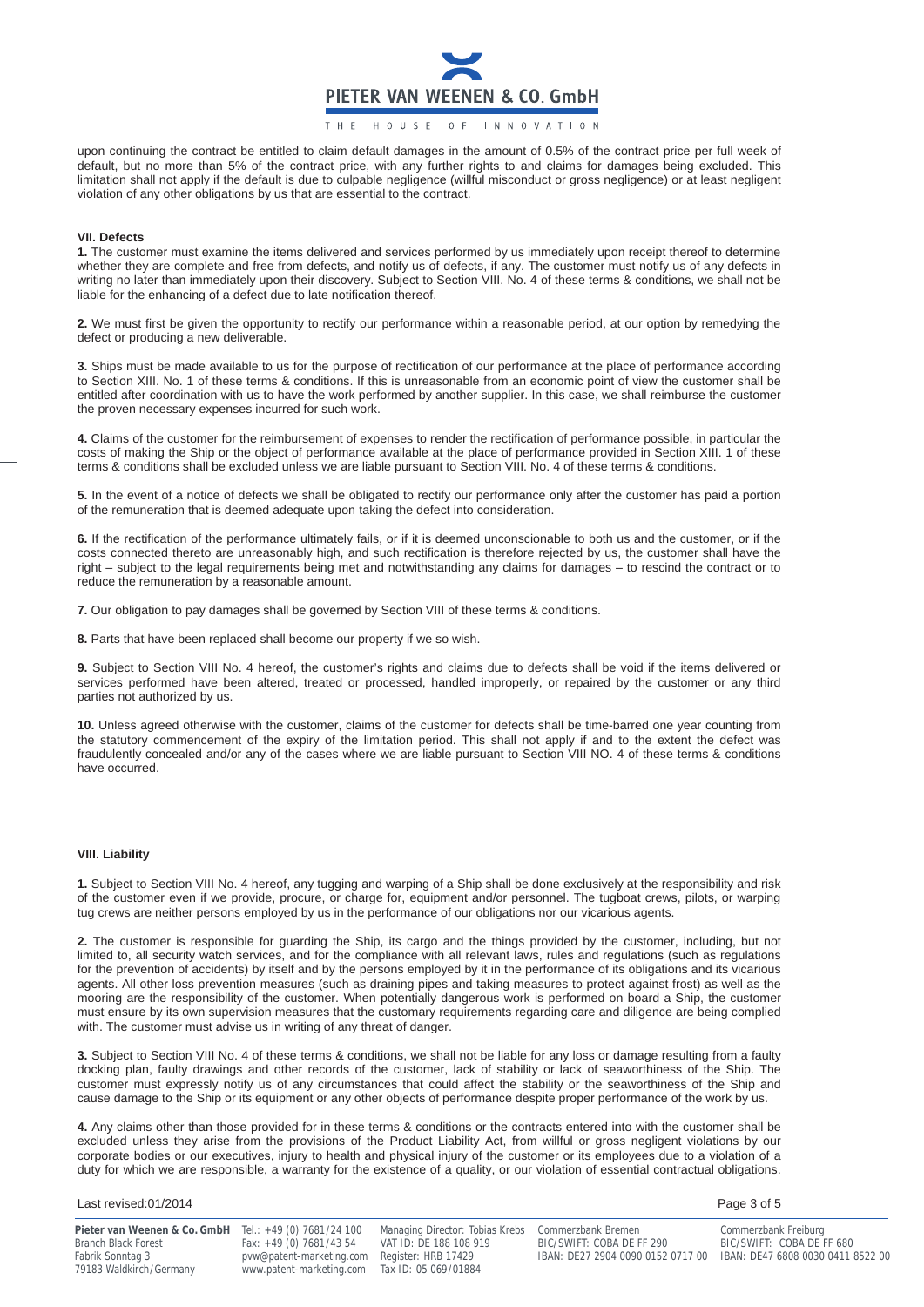upon continuing the contract be entitled to claim default damages in the amount of 0.5% of the contract price per full week of default, but no more than 5% of the contract price, with any further rights to and claims for damages being excluded. This limitation shall not apply if the default is due to culpable negligence (willful misconduct or gross negligence) or at least negligent violation of any other obligations by us that are essential to the contract.

### VII. Defects

**1.** The customer must examine the items delivered and services performed by us immediately upon receipt thereof to determine whether they are complete and free from defects, and notify us of defects, if any. The customer must notify us of any defects in writing no later than immediately upon their discovery. Subject to Section VIII. No. 4 of these terms & conditions, we shall not be liable for the enhancing of a defect due to late notification thereof.

**2.** We must first be given the opportunity to rectify our performance within a reasonable period, at our option by remedying the defect or producing a new deliverable.

**3.** Ships must be made available to us for the purpose of rectification of our performance at the place of performance according to Section XIII. No. 1 of these terms & conditions. If this is unreasonable from an economic point of view the customer shall be entitled after coordination with us to have the work performed by another supplier. In this case, we shall reimburse the customer the proven necessary expenses incurred for such work.

**4.** Claims of the customer for the reimbursement of expenses to render the rectification of performance possible, in particular the costs of making the Ship or the object of performance available at the place of performance provided in Section XIII. 1 of these terms & conditions shall be excluded unless we are liable pursuant to Section VIII. No. 4 of these terms & conditions.

**5.** In the event of a notice of defects we shall be obligated to rectify our performance only after the customer has paid a portion of the remuneration that is deemed adequate upon taking the defect into consideration.

**6.** If the rectification of the performance ultimately fails, or if it is deemed unconscionable to both us and the customer, or if the costs connected thereto are unreasonably high, and such rectification is therefore rejected by us, the customer shall have the right – subject to the legal requirements being met and notwithstanding any claims for damages – to rescind the contract or to reduce the remuneration by a reasonable amount.

**7.** Our obligation to pay damages shall be governed by Section VIII of these terms & conditions.

**8.** Parts that have been replaced shall become our property if we so wish.

**9.** Subject to Section VIII No. 4 hereof, the customer's rights and claims due to defects shall be void if the items delivered or services performed have been altered, treated or processed, handled improperly, or repaired by the customer or any third parties not authorized by us.

**10.** Unless agreed otherwise with the customer, claims of the customer for defects shall be time-barred one year counting from the statutory commencement of the expiry of the limitation period. This shall not apply if and to the extent the defect was fraudulently concealed and/or any of the cases where we are liable pursuant to Section VIII NO. 4 of these terms & conditions have occurred.

### VIII. Liability

**1.** Subject to Section VIII No. 4 hereof, any tugging and warping of a Ship shall be done exclusively at the responsibility and risk of the customer even if we provide, procure, or charge for, equipment and/or personnel. The tugboat crews, pilots, or warping tug crews are neither persons employed by us in the performance of our obligations nor our vicarious agents.

**2.** The customer is responsible for guarding the Ship, its cargo and the things provided by the customer, including, but not limited to, all security watch services, and for the compliance with all relevant laws, rules and regulations (such as regulations for the prevention of accidents) by itself and by the persons employed by it in the performance of its obligations and its vicarious agents. All other loss prevention measures (such as draining pipes and taking measures to protect against frost) as well as the mooring are the responsibility of the customer. When potentially dangerous work is performed on board a Ship, the customer must ensure by its own supervision measures that the customary requirements regarding care and diligence are being complied with. The customer must advise us in writing of any threat of danger.

**3.** Subject to Section VIII No. 4 of these terms & conditions, we shall not be liable for any loss or damage resulting from a faulty docking plan, faulty drawings and other records of the customer, lack of stability or lack of seaworthiness of the Ship. The customer must expressly notify us of any circumstances that could affect the stability or the seaworthiness of the Ship and cause damage to the Ship or its equipment or any other objects of performance despite proper performance of the work by us.

**4.** Any claims other than those provided for in these terms & conditions or the contracts entered into with the customer shall be excluded unless they arise from the provisions of the Product Liability Act, from willful or gross negligent violations by our corporate bodies or our executives, injury to health and physical injury of the customer or its employees due to a violation of a duty for which we are responsible, a warranty for the existence of a quality, or our violation of essential contractual obligations.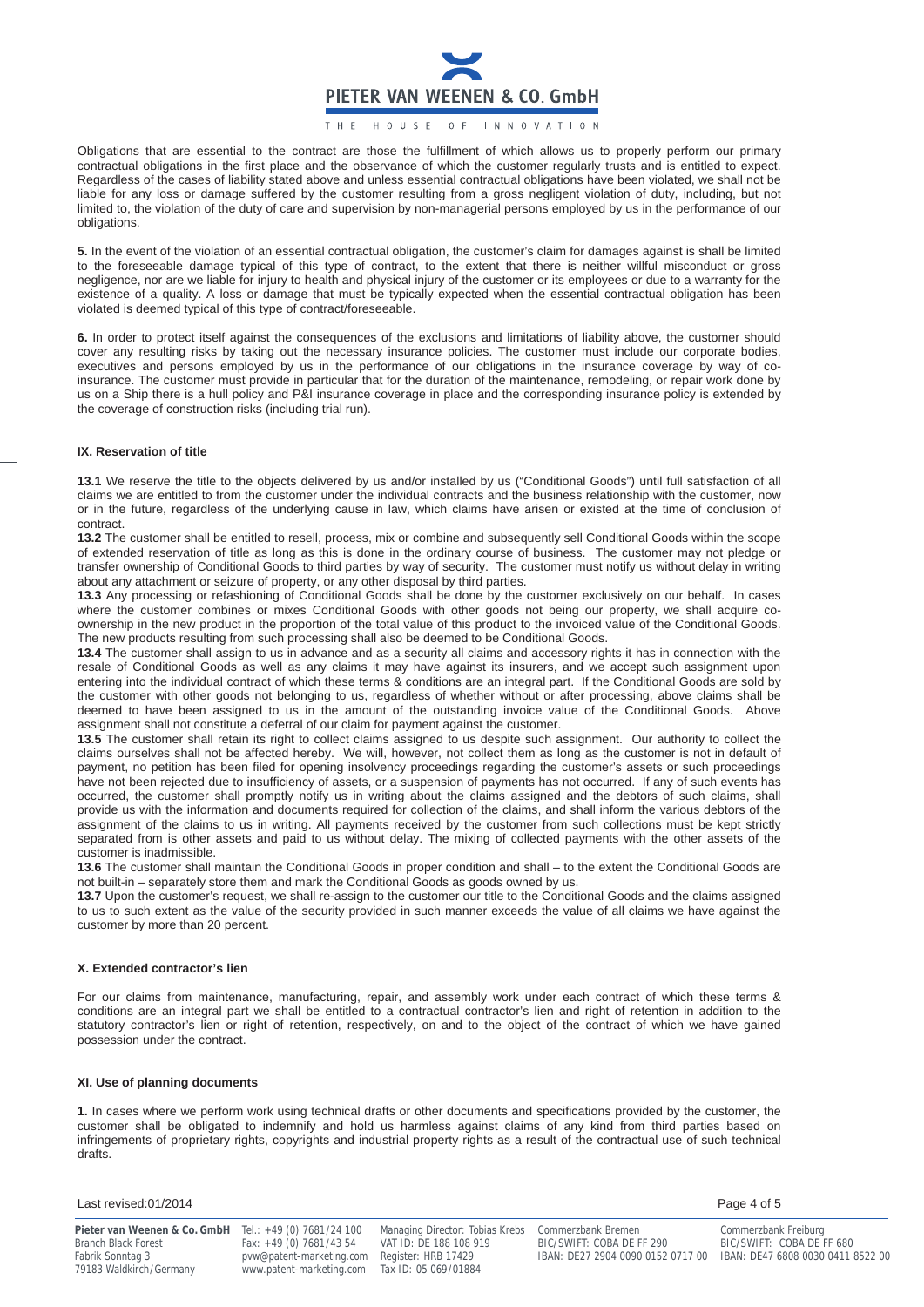Obligations that are essential to the contract are those the fulfillment of which allows us to properly perform our primary contractual obligations in the first place and the observance of which the customer regularly trusts and is entitled to expect. Regardless of the cases of liability stated above and unless essential contractual obligations have been violated, we shall not be liable for any loss or damage suffered by the customer resulting from a gross negligent violation of duty, including, but not limited to, the violation of the duty of care and supervision by non-managerial persons employed by us in the performance of our obligations.

**5.** In the event of the violation of an essential contractual obligation, the customer's claim for damages against is shall be limited to the foreseeable damage typical of this type of contract, to the extent that there is neither willful misconduct or gross negligence, nor are we liable for injury to health and physical injury of the customer or its employees or due to a warranty for the existence of a quality. A loss or damage that must be typically expected when the essential contractual obligation has been violated is deemed typical of this type of contract/foreseeable.

**6.** In order to protect itself against the consequences of the exclusions and limitations of liability above, the customer should cover any resulting risks by taking out the necessary insurance policies. The customer must include our corporate bodies, executives and persons employed by us in the performance of our obligations in the insurance coverage by way of co-insurance. The customer must provide in particular that for the duration of the maintenance, remodeling, or repair work done by us on a Ship there is a hull policy and P&I insurance coverage in place and the corresponding insurance policy is extended by the coverage of construction risks (including trial run).

## IX. Reservation of title

**13.1** We reserve the title to the objects delivered by us and/or installed by us ("Conditional Goods") until full satisfaction of all claims we are entitled to from the customer under the individual contracts and the business relationship with the customer, now or in the future, regardless of the underlying cause in law, which claims have arisen or existed at the time of conclusion of contract.

**13.2** The customer shall be entitled to resell, process, mix or combine and subsequently sell Conditional Goods within the scope of extended reservation of title as long as this is done in the ordinary course of business. The customer may not pledge or transfer ownership of Conditional Goods to third parties by way of security. The customer must notify us without delay in writing about any attachment or seizure of property, or any other disposal by third parties.

**13.3** Any processing or refashioning of Conditional Goods shall be done by the customer exclusively on our behalf. In cases where the customer combines or mixes Conditional Goods with other goods not being our property, we shall acquire co-ownership in the new product in the proportion of the total value of this product to the invoiced value of the Conditional Goods. The new products resulting from such processing shall also be deemed to be Conditional Goods.

**13.4** The customer shall assign to us in advance and as a security all claims and accessory rights it has in connection with the resale of Conditional Goods as well as any claims it may have against its insurers, and we accept such assignment upon entering into the individual contract of which these terms & conditions are an integral part. If the Conditional Goods are sold by the customer with other goods not belonging to us, regardless of whether without or after processing, above claims shall be deemed to have been assigned to us in the amount of the outstanding invoice value of the Conditional Goods. Above assignment shall not constitute a deferral of our claim for payment against the customer.

**13.5** The customer shall retain its right to collect claims assigned to us despite such assignment. Our authority to collect the claims ourselves shall not be affected hereby. We will, however, not collect them as long as the customer is not in default of payment, no petition has been filed for opening insolvency proceedings regarding the customer's assets or such proceedings have not been rejected due to insufficiency of assets, or a suspension of payments has not occurred. If any of such events has occurred, the customer shall promptly notify us in writing about the claims assigned and the debtors of such claims, shall provide us with the information and documents required for collection of the claims, and shall inform the various debtors of the assignment of the claims to us in writing. All payments received by the customer from such collections must be kept strictly separated from is other assets and paid to us without delay. The mixing of collected payments with the other assets of the customer is inadmissible.

**13.6** The customer shall maintain the Conditional Goods in proper condition and shall – to the extent the Conditional Goods are not built-in – separately store them and mark the Conditional Goods as goods owned by us.

**13.7** Upon the customer's request, we shall re-assign to the customer our title to the Conditional Goods and the claims assigned to us to such extent as the value of the security provided in such manner exceeds the value of all claims we have against the customer by more than 20 percent.

## X. Extended contractor's lien

For our claims from maintenance, manufacturing, repair, and assembly work under each contract of which these terms & conditions are an integral part we shall be entitled to a contractual contractor's lien and right of retention in addition to the statutory contractor's lien or right of retention, respectively, on and to the object of the contract of which we have gained possession under the contract.

## XI. Use of planning documents

**1.** In cases where we perform work using technical drafts or other documents and specifications provided by the customer, the customer shall be obligated to indemnify and hold us harmless against claims of any kind from third parties based on infringements of proprietary rights, copyrights and industrial property rights as a result of the contractual use of such technical drafts.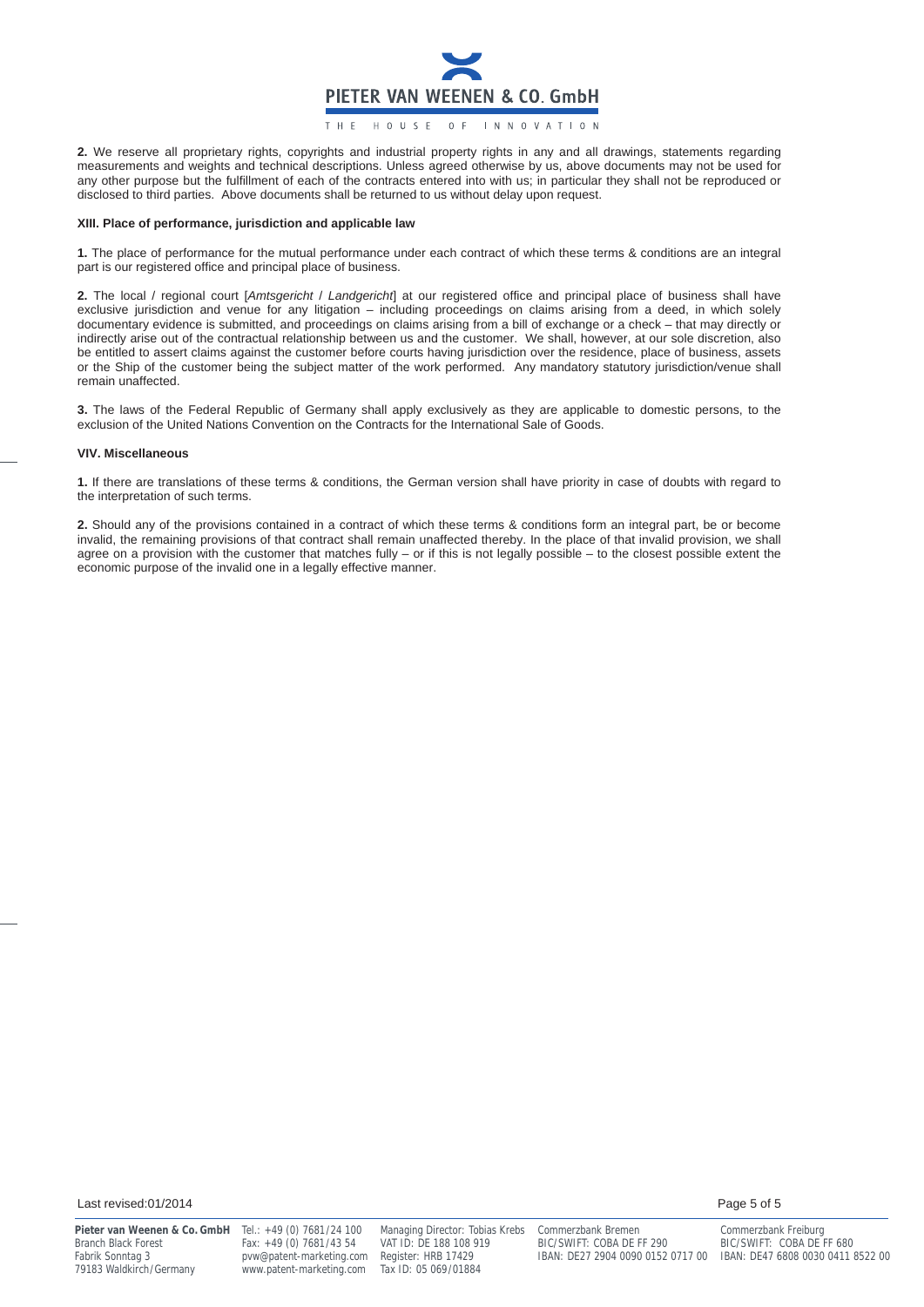**2.** We reserve all proprietary rights, copyrights and industrial property rights in any and all drawings, statements regarding measurements and weights and technical descriptions. Unless agreed otherwise by us, above documents may not be used for any other purpose but the fulfillment of each of the contracts entered into with us; in particular they shall not be reproduced or disclosed to third parties. Above documents shall be returned to us without delay upon request.

### XIII. Place of performance, jurisdiction and applicable law

**1.** The place of performance for the mutual performance under each contract of which these terms & conditions are an integral part is our registered office and principal place of business.

**2.** The local / regional court [*Amtsgericht* / *Landgericht*] at our registered office and principal place of business shall have exclusive jurisdiction and venue for any litigation – including proceedings on claims arising from a deed, in which solely documentary evidence is submitted, and proceedings on claims arising from a bill of exchange or a check – that may directly or indirectly arise out of the contractual relationship between us and the customer. We shall, however, at our sole discretion, also be entitled to assert claims against the customer before courts having jurisdiction over the residence, place of business, assets or the Ship of the customer being the subject matter of the work performed. Any mandatory statutory jurisdiction/venue shall remain unaffected.

**3.** The laws of the Federal Republic of Germany shall apply exclusively as they are applicable to domestic persons, to the exclusion of the United Nations Convention on the Contracts for the International Sale of Goods.

### VIV. Miscellaneous

**1.** If there are translations of these terms & conditions, the German version shall have priority in case of doubts with regard to the interpretation of such terms.

**2.** Should any of the provisions contained in a contract of which these terms & conditions form an integral part, be or become invalid, the remaining provisions of that contract shall remain unaffected thereby. In the place of that invalid provision, we shall agree on a provision with the customer that matches fully – or if this is not legally possible – to the closest possible extent the economic purpose of the invalid one in a legally effective manner.

Last revised:01/2014